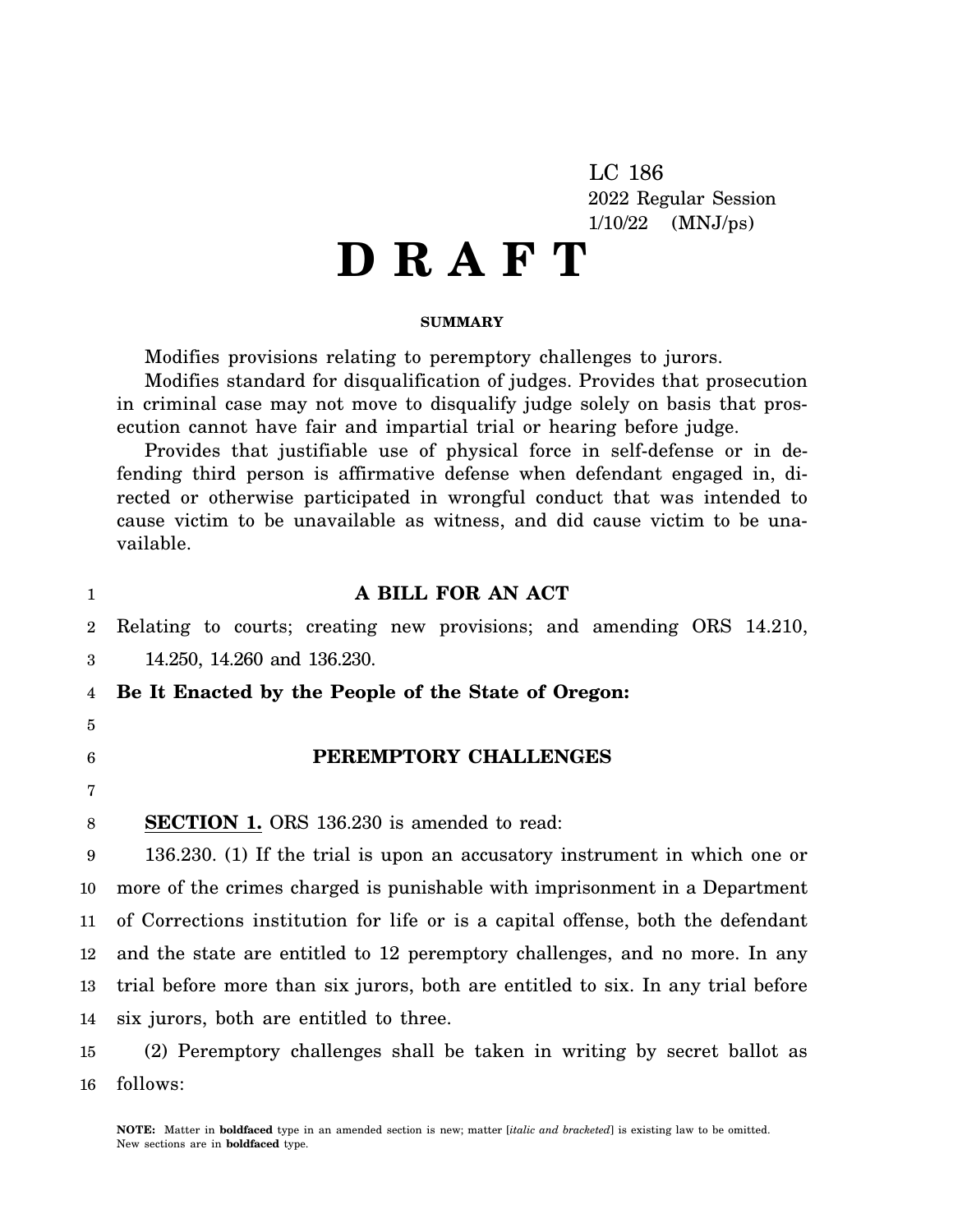LC 186
2022 Regular Session
1/10/22 (MNJ/ps)

# D R A F T

**SUMMARY**

Modifies provisions relating to peremptory challenges to jurors.

Modifies standard for disqualification of judges. Provides that prosecution in criminal case may not move to disqualify judge solely on basis that prosecution cannot have fair and impartial trial or hearing before judge.

Provides that justifiable use of physical force in self-defense or in defending third person is affirmative defense when defendant engaged in, directed or otherwise participated in wrongful conduct that was intended to cause victim to be unavailable as witness, and did cause victim to be unavailable.

**A BILL FOR AN ACT**

Relating to courts; creating new provisions; and amending ORS 14.210, 14.250, 14.260 and 136.230.

**Be It Enacted by the People of the State of Oregon:**

**PEREMPTORY CHALLENGES**

**SECTION 1.** ORS 136.230 is amended to read:

136.230. (1) If the trial is upon an accusatory instrument in which one or more of the crimes charged is punishable with imprisonment in a Department of Corrections institution for life or is a capital offense, both the defendant and the state are entitled to 12 peremptory challenges, and no more. In any trial before more than six jurors, both are entitled to six. In any trial before six jurors, both are entitled to three.

(2) Peremptory challenges shall be taken in writing by secret ballot as follows:

NOTE: Matter in **boldfaced** type in an amended section is new; matter [*italic and bracketed*] is existing law to be omitted. New sections are in **boldfaced** type.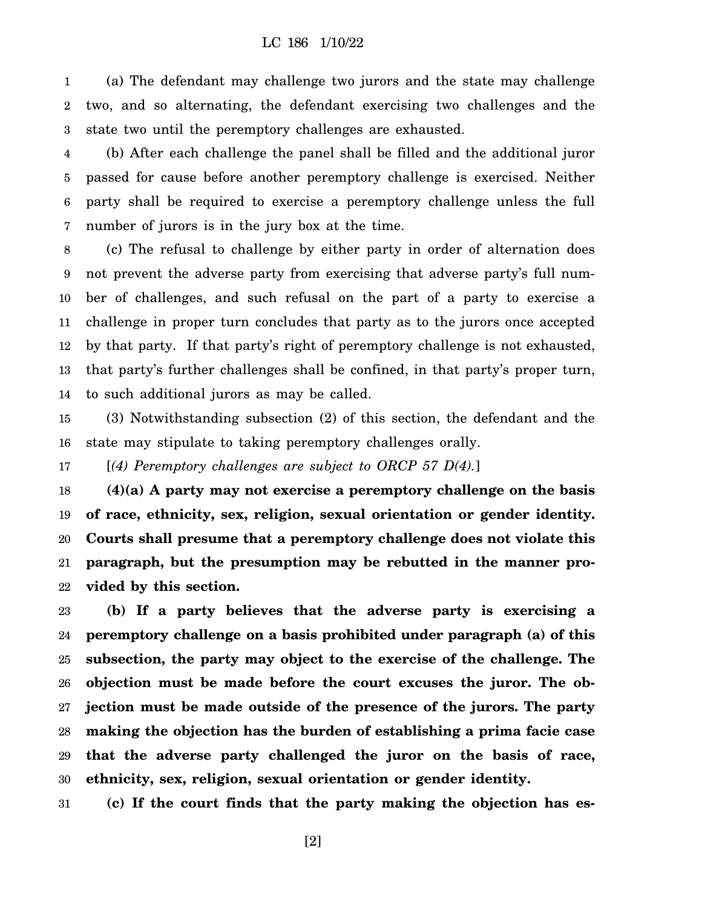(a) The defendant may challenge two jurors and the state may challenge two, and so alternating, the defendant exercising two challenges and the state two until the peremptory challenges are exhausted.

(b) After each challenge the panel shall be filled and the additional juror passed for cause before another peremptory challenge is exercised. Neither party shall be required to exercise a peremptory challenge unless the full number of jurors is in the jury box at the time.

(c) The refusal to challenge by either party in order of alternation does not prevent the adverse party from exercising that adverse party's full number of challenges, and such refusal on the part of a party to exercise a challenge in proper turn concludes that party as to the jurors once accepted by that party. If that party's right of peremptory challenge is not exhausted, that party's further challenges shall be confined, in that party's proper turn, to such additional jurors as may be called.

(3) Notwithstanding subsection (2) of this section, the defendant and the state may stipulate to taking peremptory challenges orally.

[*(4) Peremptory challenges are subject to ORCP 57 D(4).*]

**(4)(a) A party may not exercise a peremptory challenge on the basis of race, ethnicity, sex, religion, sexual orientation or gender identity. Courts shall presume that a peremptory challenge does not violate this paragraph, but the presumption may be rebutted in the manner provided by this section.**

**(b) If a party believes that the adverse party is exercising a peremptory challenge on a basis prohibited under paragraph (a) of this subsection, the party may object to the exercise of the challenge. The objection must be made before the court excuses the juror. The objection must be made outside of the presence of the jurors. The party making the objection has the burden of establishing a prima facie case that the adverse party challenged the juror on the basis of race, ethnicity, sex, religion, sexual orientation or gender identity.**

**(c) If the court finds that the party making the objection has es-**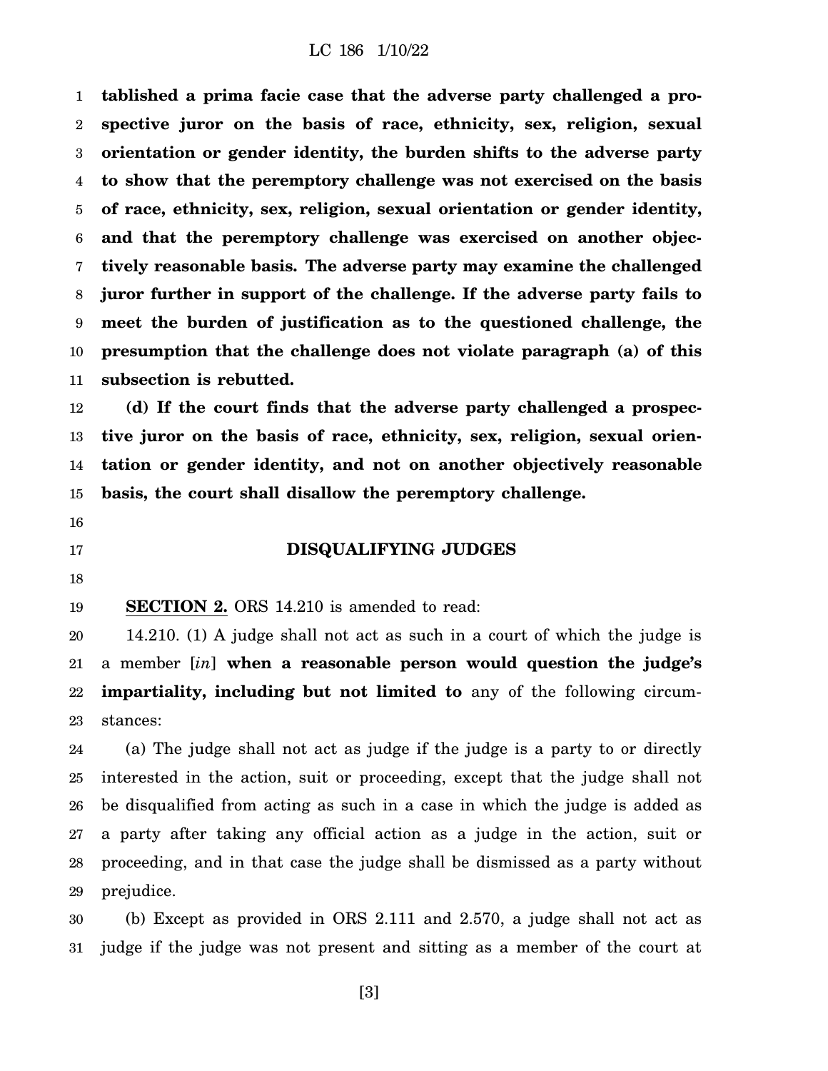**tablished a prima facie case that the adverse party challenged a prospective juror on the basis of race, ethnicity, sex, religion, sexual orientation or gender identity, the burden shifts to the adverse party to show that the peremptory challenge was not exercised on the basis of race, ethnicity, sex, religion, sexual orientation or gender identity, and that the peremptory challenge was exercised on another objectively reasonable basis. The adverse party may examine the challenged juror further in support of the challenge. If the adverse party fails to meet the burden of justification as to the questioned challenge, the presumption that the challenge does not violate paragraph (a) of this subsection is rebutted.**

**(d) If the court finds that the adverse party challenged a prospective juror on the basis of race, ethnicity, sex, religion, sexual orientation or gender identity, and not on another objectively reasonable basis, the court shall disallow the peremptory challenge.**

## DISQUALIFYING JUDGES

**SECTION 2.** ORS 14.210 is amended to read:

14.210. (1) A judge shall not act as such in a court of which the judge is a member [*in*] **when a reasonable person would question the judge's impartiality, including but not limited to** any of the following circumstances:

(a) The judge shall not act as judge if the judge is a party to or directly interested in the action, suit or proceeding, except that the judge shall not be disqualified from acting as such in a case in which the judge is added as a party after taking any official action as a judge in the action, suit or proceeding, and in that case the judge shall be dismissed as a party without prejudice.

(b) Except as provided in ORS 2.111 and 2.570, a judge shall not act as judge if the judge was not present and sitting as a member of the court at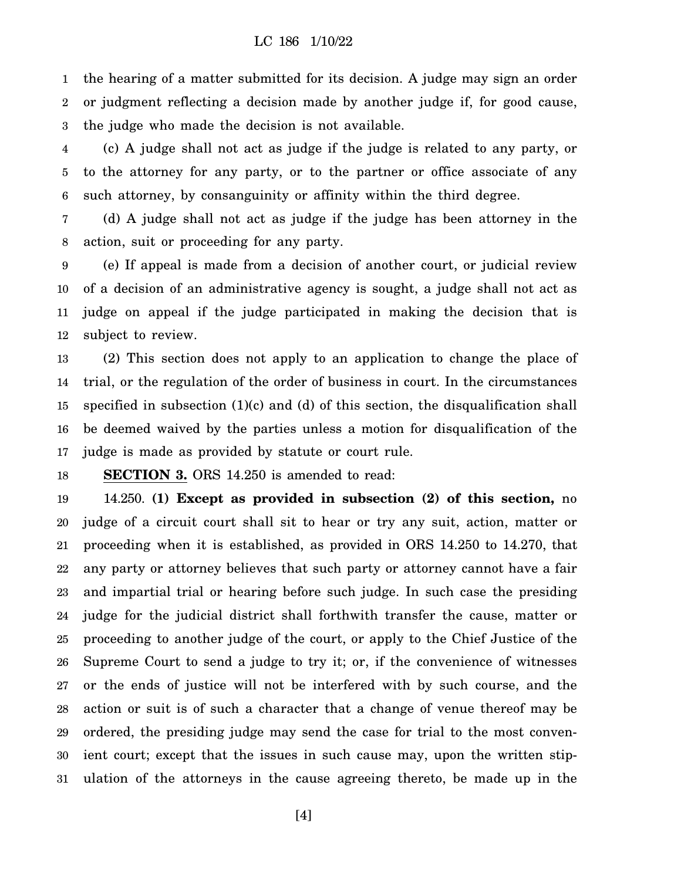the hearing of a matter submitted for its decision. A judge may sign an order or judgment reflecting a decision made by another judge if, for good cause, the judge who made the decision is not available.

(c) A judge shall not act as judge if the judge is related to any party, or to the attorney for any party, or to the partner or office associate of any such attorney, by consanguinity or affinity within the third degree.

(d) A judge shall not act as judge if the judge has been attorney in the action, suit or proceeding for any party.

(e) If appeal is made from a decision of another court, or judicial review of a decision of an administrative agency is sought, a judge shall not act as judge on appeal if the judge participated in making the decision that is subject to review.

(2) This section does not apply to an application to change the place of trial, or the regulation of the order of business in court. In the circumstances specified in subsection (1)(c) and (d) of this section, the disqualification shall be deemed waived by the parties unless a motion for disqualification of the judge is made as provided by statute or court rule.

**SECTION 3.** ORS 14.250 is amended to read:

14.250. **(1) Except as provided in subsection (2) of this section,** no judge of a circuit court shall sit to hear or try any suit, action, matter or proceeding when it is established, as provided in ORS 14.250 to 14.270, that any party or attorney believes that such party or attorney cannot have a fair and impartial trial or hearing before such judge. In such case the presiding judge for the judicial district shall forthwith transfer the cause, matter or proceeding to another judge of the court, or apply to the Chief Justice of the Supreme Court to send a judge to try it; or, if the convenience of witnesses or the ends of justice will not be interfered with by such course, and the action or suit is of such a character that a change of venue thereof may be ordered, the presiding judge may send the case for trial to the most convenient court; except that the issues in such cause may, upon the written stipulation of the attorneys in the cause agreeing thereto, be made up in the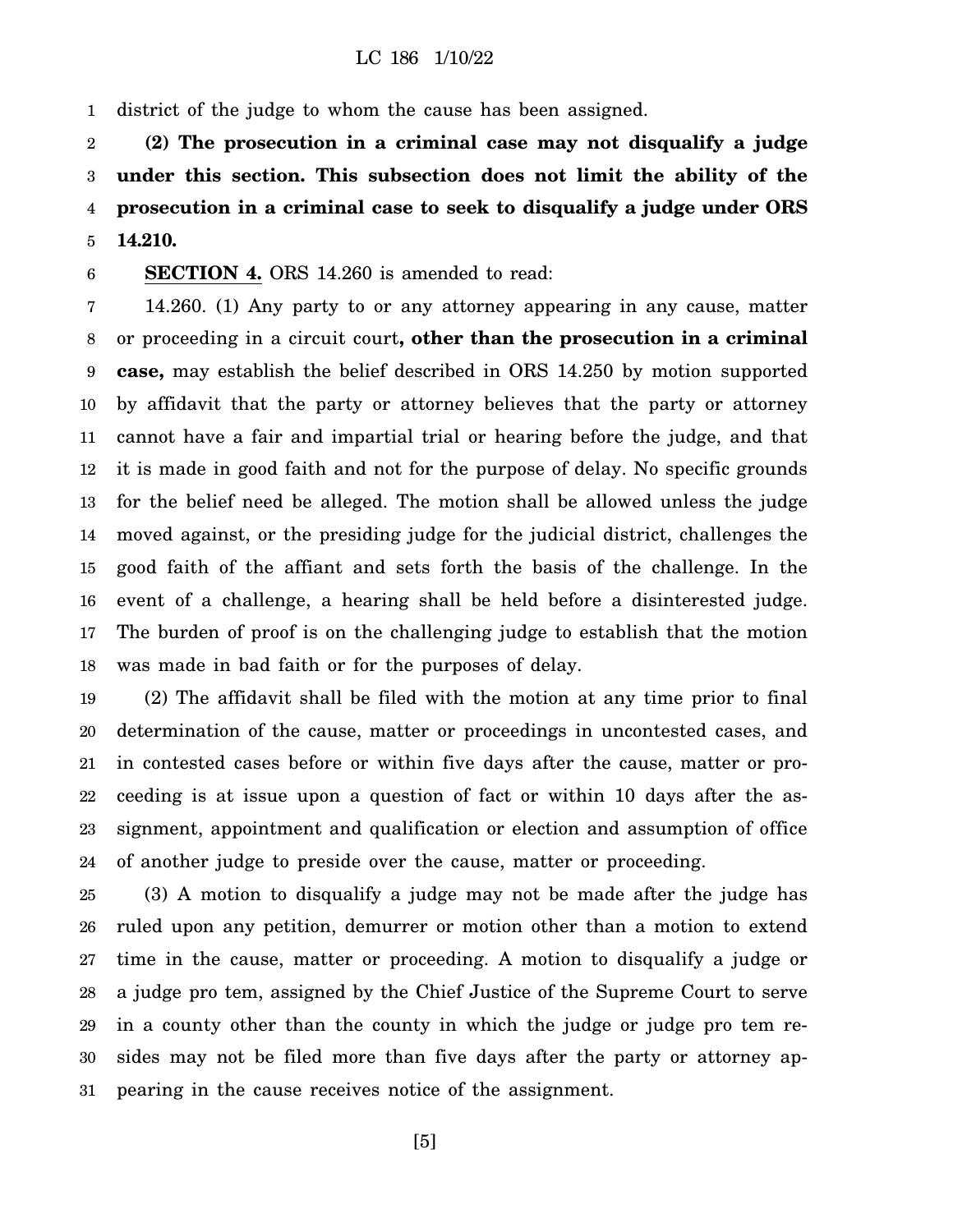district of the judge to whom the cause has been assigned.

**(2) The prosecution in a criminal case may not disqualify a judge under this section. This subsection does not limit the ability of the prosecution in a criminal case to seek to disqualify a judge under ORS 14.210.**

**SECTION 4.** ORS 14.260 is amended to read:

14.260. (1) Any party to or any attorney appearing in any cause, matter or proceeding in a circuit court**, other than the prosecution in a criminal case,** may establish the belief described in ORS 14.250 by motion supported by affidavit that the party or attorney believes that the party or attorney cannot have a fair and impartial trial or hearing before the judge, and that it is made in good faith and not for the purpose of delay. No specific grounds for the belief need be alleged. The motion shall be allowed unless the judge moved against, or the presiding judge for the judicial district, challenges the good faith of the affiant and sets forth the basis of the challenge. In the event of a challenge, a hearing shall be held before a disinterested judge. The burden of proof is on the challenging judge to establish that the motion was made in bad faith or for the purposes of delay.

(2) The affidavit shall be filed with the motion at any time prior to final determination of the cause, matter or proceedings in uncontested cases, and in contested cases before or within five days after the cause, matter or proceeding is at issue upon a question of fact or within 10 days after the assignment, appointment and qualification or election and assumption of office of another judge to preside over the cause, matter or proceeding.

(3) A motion to disqualify a judge may not be made after the judge has ruled upon any petition, demurrer or motion other than a motion to extend time in the cause, matter or proceeding. A motion to disqualify a judge or a judge pro tem, assigned by the Chief Justice of the Supreme Court to serve in a county other than the county in which the judge or judge pro tem resides may not be filed more than five days after the party or attorney appearing in the cause receives notice of the assignment.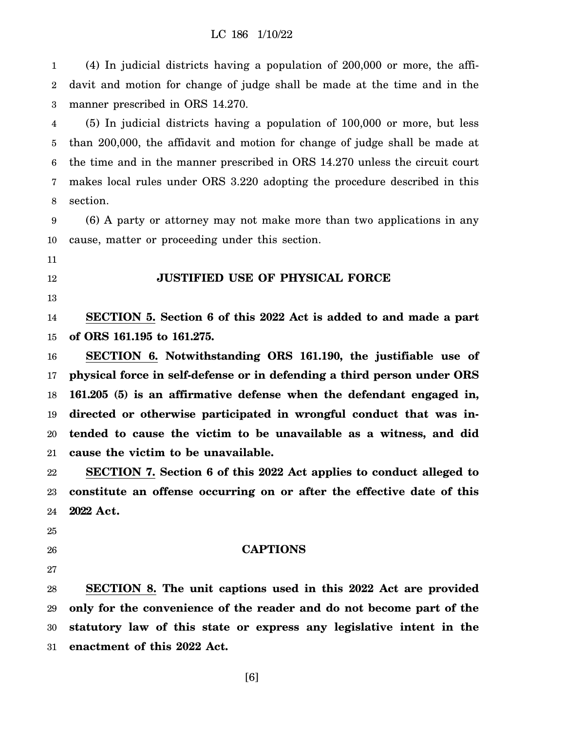(4) In judicial districts having a population of 200,000 or more, the affidavit and motion for change of judge shall be made at the time and in the manner prescribed in ORS 14.270.

(5) In judicial districts having a population of 100,000 or more, but less than 200,000, the affidavit and motion for change of judge shall be made at the time and in the manner prescribed in ORS 14.270 unless the circuit court makes local rules under ORS 3.220 adopting the procedure described in this section.

(6) A party or attorney may not make more than two applications in any cause, matter or proceeding under this section.

## JUSTIFIED USE OF PHYSICAL FORCE

**SECTION 5. Section 6 of this 2022 Act is added to and made a part of ORS 161.195 to 161.275.**

**SECTION 6. Notwithstanding ORS 161.190, the justifiable use of physical force in self-defense or in defending a third person under ORS 161.205 (5) is an affirmative defense when the defendant engaged in, directed or otherwise participated in wrongful conduct that was intended to cause the victim to be unavailable as a witness, and did cause the victim to be unavailable.**

**SECTION 7. Section 6 of this 2022 Act applies to conduct alleged to constitute an offense occurring on or after the effective date of this 2022 Act.**

## CAPTIONS

**SECTION 8. The unit captions used in this 2022 Act are provided only for the convenience of the reader and do not become part of the statutory law of this state or express any legislative intent in the enactment of this 2022 Act.**